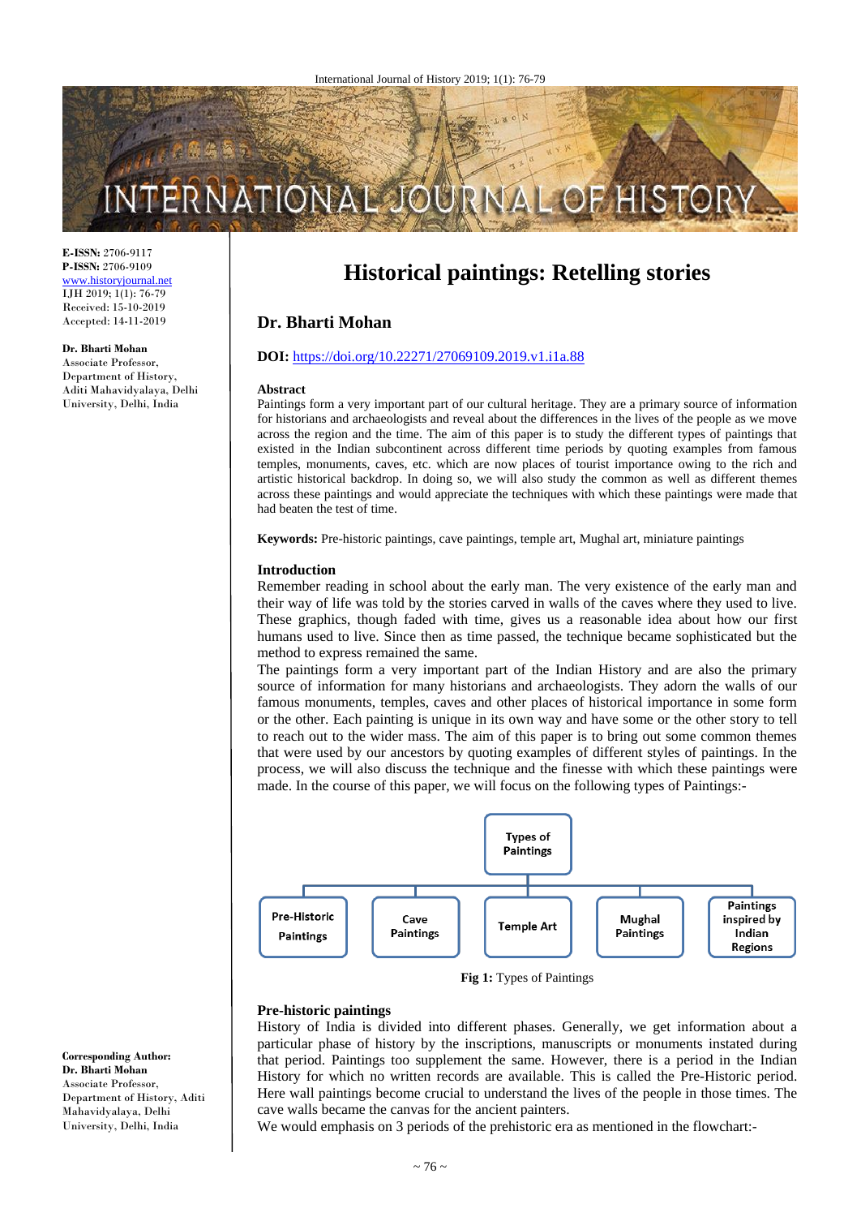**E-ISSN:** 2706-9117
**P-ISSN:** 2706-9109
www.historyjournal.net
IJH 2019; 1(1): 76-79
Received: 15-10-2019
Accepted: 14-11-2019

**Dr. Bharti Mohan**
Associate Professor, Department of History, Aditi Mahavidyalaya, Delhi University, Delhi, India

**Corresponding Author:**
**Dr. Bharti Mohan**
Associate Professor, Department of History, Aditi Mahavidyalaya, Delhi University, Delhi, India

# Historical paintings: Retelling stories

## Dr. Bharti Mohan

**DOI:** https://doi.org/10.22271/27069109.2019.v1.i1a.88

### Abstract

Paintings form a very important part of our cultural heritage. They are a primary source of information for historians and archaeologists and reveal about the differences in the lives of the people as we move across the region and the time. The aim of this paper is to study the different types of paintings that existed in the Indian subcontinent across different time periods by quoting examples from famous temples, monuments, caves, etc. which are now places of tourist importance owing to the rich and artistic historical backdrop. In doing so, we will also study the common as well as different themes across these paintings and would appreciate the techniques with which these paintings were made that had beaten the test of time.

**Keywords:** Pre-historic paintings, cave paintings, temple art, Mughal art, miniature paintings

### Introduction

Remember reading in school about the early man. The very existence of the early man and their way of life was told by the stories carved in walls of the caves where they used to live. These graphics, though faded with time, gives us a reasonable idea about how our first humans used to live. Since then as time passed, the technique became sophisticated but the method to express remained the same.

The paintings form a very important part of the Indian History and are also the primary source of information for many historians and archaeologists. They adorn the walls of our famous monuments, temples, caves and other places of historical importance in some form or the other. Each painting is unique in its own way and have some or the other story to tell to reach out to the wider mass. The aim of this paper is to bring out some common themes that were used by our ancestors by quoting examples of different styles of paintings. In the process, we will also discuss the technique and the finesse with which these paintings were made. In the course of this paper, we will focus on the following types of Paintings:-

- Types of Paintings
  - Pre-Historic Paintings
  - Cave Paintings
  - Temple Art
  - Mughal Paintings
  - Paintings inspired by Indian Regions

**Fig 1:** Types of Paintings

### Pre-historic paintings

History of India is divided into different phases. Generally, we get information about a particular phase of history by the inscriptions, manuscripts or monuments instated during that period. Paintings too supplement the same. However, there is a period in the Indian History for which no written records are available. This is called the Pre-Historic period. Here wall paintings become crucial to understand the lives of the people in those times. The cave walls became the canvas for the ancient painters.

We would emphasis on 3 periods of the prehistoric era as mentioned in the flowchart:-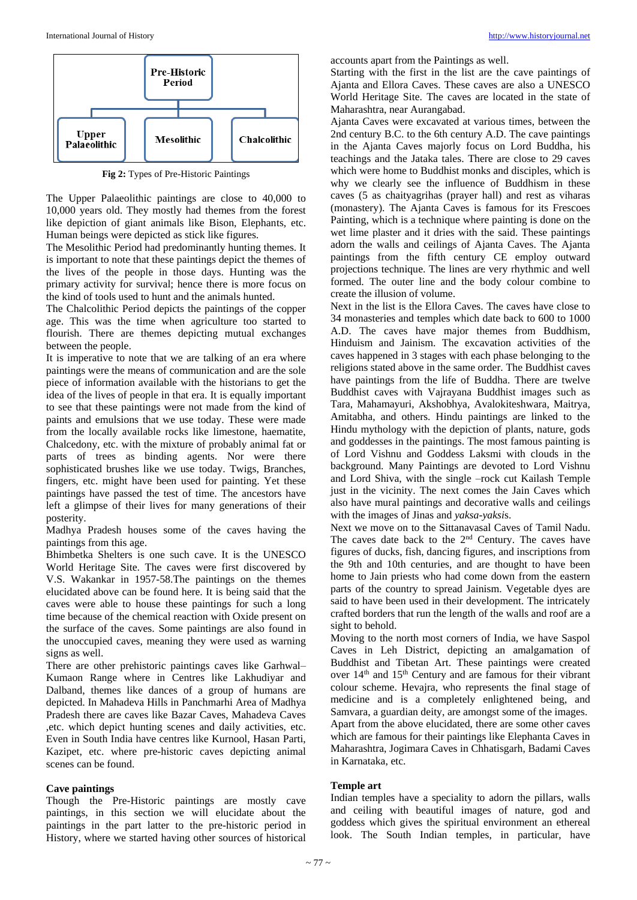Pre-Historic Period

Upper Palaeolithic | Mesolithic | Chalcolithic

**Fig 2:** Types of Pre-Historic Paintings

The Upper Palaeolithic paintings are close to 40,000 to 10,000 years old. They mostly had themes from the forest like depiction of giant animals like Bison, Elephants, etc. Human beings were depicted as stick like figures.

The Mesolithic Period had predominantly hunting themes. It is important to note that these paintings depict the themes of the lives of the people in those days. Hunting was the primary activity for survival; hence there is more focus on the kind of tools used to hunt and the animals hunted.

The Chalcolithic Period depicts the paintings of the copper age. This was the time when agriculture too started to flourish. There are themes depicting mutual exchanges between the people.

It is imperative to note that we are talking of an era where paintings were the means of communication and are the sole piece of information available with the historians to get the idea of the lives of people in that era. It is equally important to see that these paintings were not made from the kind of paints and emulsions that we use today. These were made from the locally available rocks like limestone, haematite, Chalcedony, etc. with the mixture of probably animal fat or parts of trees as binding agents. Nor were there sophisticated brushes like we use today. Twigs, Branches, fingers, etc. might have been used for painting. Yet these paintings have passed the test of time. The ancestors have left a glimpse of their lives for many generations of their posterity.

Madhya Pradesh houses some of the caves having the paintings from this age.

Bhimbetka Shelters is one such cave. It is the UNESCO World Heritage Site. The caves were first discovered by V.S. Wakankar in 1957-58.The paintings on the themes elucidated above can be found here. It is being said that the caves were able to house these paintings for such a long time because of the chemical reaction with Oxide present on the surface of the caves. Some paintings are also found in the unoccupied caves, meaning they were used as warning signs as well.

There are other prehistoric paintings caves like Garhwal–Kumaon Range where in Centres like Lakhudiyar and Dalband, themes like dances of a group of humans are depicted. In Mahadeva Hills in Panchmarhi Area of Madhya Pradesh there are caves like Bazar Caves, Mahadeva Caves ,etc. which depict hunting scenes and daily activities, etc. Even in South India have centres like Kurnool, Hasan Parti, Kazipet, etc. where pre-historic caves depicting animal scenes can be found.

## Cave paintings

Though the Pre-Historic paintings are mostly cave paintings, in this section we will elucidate about the paintings in the part latter to the pre-historic period in History, where we started having other sources of historical accounts apart from the Paintings as well.

Starting with the first in the list are the cave paintings of Ajanta and Ellora Caves. These caves are also a UNESCO World Heritage Site. The caves are located in the state of Maharashtra, near Aurangabad.

Ajanta Caves were excavated at various times, between the 2nd century B.C. to the 6th century A.D. The cave paintings in the Ajanta Caves majorly focus on Lord Buddha, his teachings and the Jataka tales. There are close to 29 caves which were home to Buddhist monks and disciples, which is why we clearly see the influence of Buddhism in these caves (5 as chaityagrihas (prayer hall) and rest as viharas (monastery). The Ajanta Caves is famous for its Frescoes Painting, which is a technique where painting is done on the wet lime plaster and it dries with the said. These paintings adorn the walls and ceilings of Ajanta Caves. The Ajanta paintings from the fifth century CE employ outward projections technique. The lines are very rhythmic and well formed. The outer line and the body colour combine to create the illusion of volume.

Next in the list is the Ellora Caves. The caves have close to 34 monasteries and temples which date back to 600 to 1000 A.D. The caves have major themes from Buddhism, Hinduism and Jainism. The excavation activities of the caves happened in 3 stages with each phase belonging to the religions stated above in the same order. The Buddhist caves have paintings from the life of Buddha. There are twelve Buddhist caves with Vajrayana Buddhist images such as Tara, Mahamayuri, Akshobhya, Avalokiteshwara, Maitrya, Amitabha, and others. Hindu paintings are linked to the Hindu mythology with the depiction of plants, nature, gods and goddesses in the paintings. The most famous painting is of Lord Vishnu and Goddess Laksmi with clouds in the background. Many Paintings are devoted to Lord Vishnu and Lord Shiva, with the single –rock cut Kailash Temple just in the vicinity. The next comes the Jain Caves which also have mural paintings and decorative walls and ceilings with the images of Jinas and *yaksa-yaksi*s.

Next we move on to the Sittanavasal Caves of Tamil Nadu. The caves date back to the 2nd Century. The caves have figures of ducks, fish, dancing figures, and inscriptions from the 9th and 10th centuries, and are thought to have been home to Jain priests who had come down from the eastern parts of the country to spread Jainism. Vegetable dyes are said to have been used in their development. The intricately crafted borders that run the length of the walls and roof are a sight to behold.

Moving to the north most corners of India, we have Saspol Caves in Leh District, depicting an amalgamation of Buddhist and Tibetan Art. These paintings were created over 14th and 15th Century and are famous for their vibrant colour scheme. Hevajra, who represents the final stage of medicine and is a completely enlightened being, and Samvara, a guardian deity, are amongst some of the images.

Apart from the above elucidated, there are some other caves which are famous for their paintings like Elephanta Caves in Maharashtra, Jogimara Caves in Chhatisgarh, Badami Caves in Karnataka, etc.

## Temple art

Indian temples have a speciality to adorn the pillars, walls and ceiling with beautiful images of nature, god and goddess which gives the spiritual environment an ethereal look. The South Indian temples, in particular, have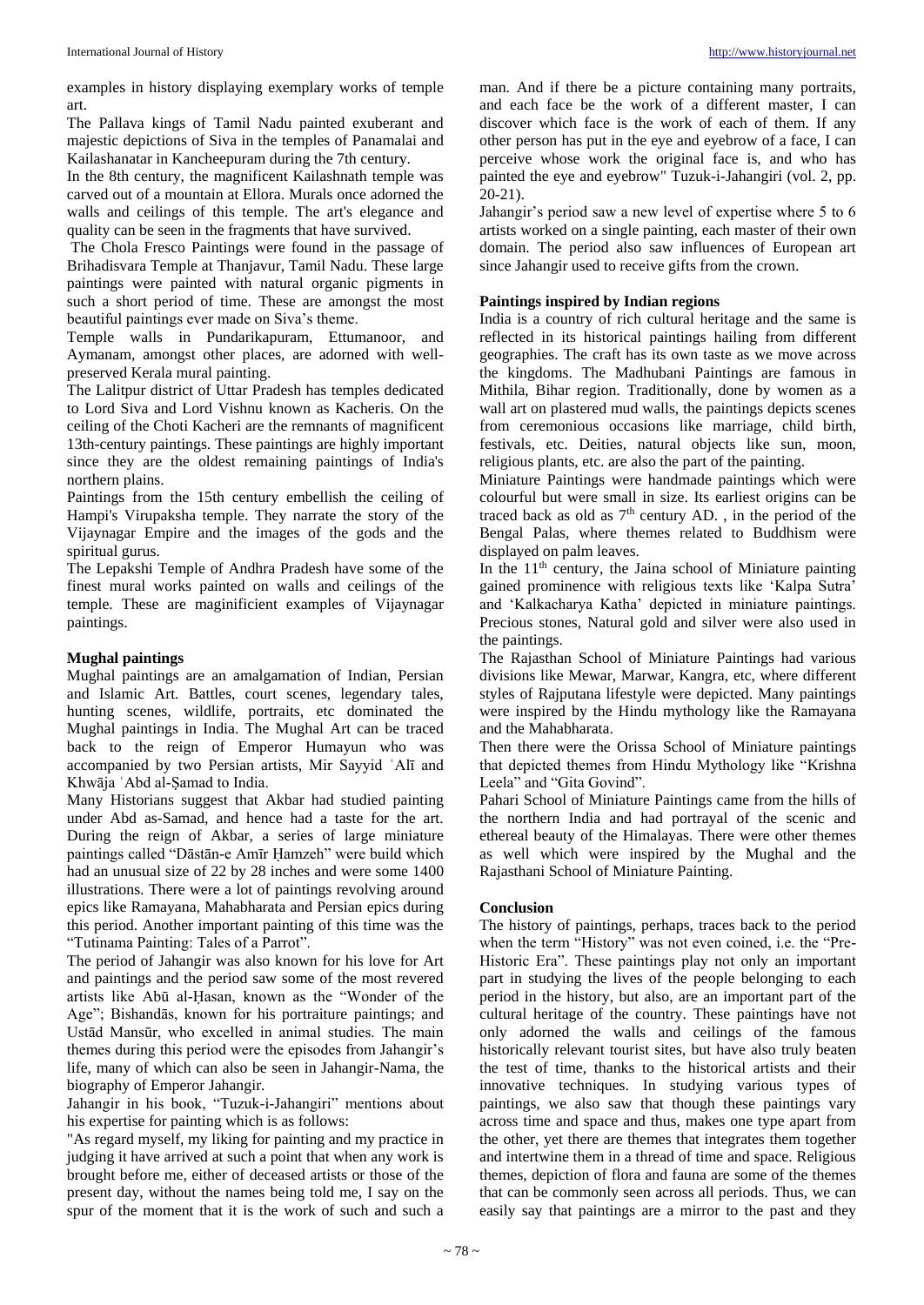examples in history displaying exemplary works of temple art.

The Pallava kings of Tamil Nadu painted exuberant and majestic depictions of Siva in the temples of Panamalai and Kailashanatar in Kancheepuram during the 7th century.

In the 8th century, the magnificent Kailashnath temple was carved out of a mountain at Ellora. Murals once adorned the walls and ceilings of this temple. The art's elegance and quality can be seen in the fragments that have survived.

The Chola Fresco Paintings were found in the passage of Brihadisvara Temple at Thanjavur, Tamil Nadu. These large paintings were painted with natural organic pigments in such a short period of time. These are amongst the most beautiful paintings ever made on Siva's theme.

Temple walls in Pundarikapuram, Ettumanoor, and Aymanam, amongst other places, are adorned with well-preserved Kerala mural painting.

The Lalitpur district of Uttar Pradesh has temples dedicated to Lord Siva and Lord Vishnu known as Kacheris. On the ceiling of the Choti Kacheri are the remnants of magnificent 13th-century paintings. These paintings are highly important since they are the oldest remaining paintings of India's northern plains.

Paintings from the 15th century embellish the ceiling of Hampi's Virupaksha temple. They narrate the story of the Vijaynagar Empire and the images of the gods and the spiritual gurus.

The Lepakshi Temple of Andhra Pradesh have some of the finest mural works painted on walls and ceilings of the temple. These are maginificient examples of Vijaynagar paintings.

**Mughal paintings**

Mughal paintings are an amalgamation of Indian, Persian and Islamic Art. Battles, court scenes, legendary tales, hunting scenes, wildlife, portraits, etc dominated the Mughal paintings in India. The Mughal Art can be traced back to the reign of Emperor Humayun who was accompanied by two Persian artists, Mir Sayyid ʿAlī and Khwāja ʿAbd al-Ṣamad to India.

Many Historians suggest that Akbar had studied painting under Abd as-Samad, and hence had a taste for the art. During the reign of Akbar, a series of large miniature paintings called "Dāstān-e Amīr Ḥamzeh" were build which had an unusual size of 22 by 28 inches and were some 1400 illustrations. There were a lot of paintings revolving around epics like Ramayana, Mahabharata and Persian epics during this period. Another important painting of this time was the "Tutinama Painting: Tales of a Parrot".

The period of Jahangir was also known for his love for Art and paintings and the period saw some of the most revered artists like Abū al-Ḥasan, known as the "Wonder of the Age"; Bishandās, known for his portraiture paintings; and Ustād Mansūr, who excelled in animal studies. The main themes during this period were the episodes from Jahangir's life, many of which can also be seen in Jahangir-Nama, the biography of Emperor Jahangir.

Jahangir in his book, "Tuzuk-i-Jahangiri" mentions about his expertise for painting which is as follows:

"As regard myself, my liking for painting and my practice in judging it have arrived at such a point that when any work is brought before me, either of deceased artists or those of the present day, without the names being told me, I say on the spur of the moment that it is the work of such and such a man. And if there be a picture containing many portraits, and each face be the work of a different master, I can discover which face is the work of each of them. If any other person has put in the eye and eyebrow of a face, I can perceive whose work the original face is, and who has painted the eye and eyebrow" Tuzuk-i-Jahangiri (vol. 2, pp. 20-21).

Jahangir's period saw a new level of expertise where 5 to 6 artists worked on a single painting, each master of their own domain. The period also saw influences of European art since Jahangir used to receive gifts from the crown.

**Paintings inspired by Indian regions**

India is a country of rich cultural heritage and the same is reflected in its historical paintings hailing from different geographies. The craft has its own taste as we move across the kingdoms. The Madhubani Paintings are famous in Mithila, Bihar region. Traditionally, done by women as a wall art on plastered mud walls, the paintings depicts scenes from ceremonious occasions like marriage, child birth, festivals, etc. Deities, natural objects like sun, moon, religious plants, etc. are also the part of the painting.

Miniature Paintings were handmade paintings which were colourful but were small in size. Its earliest origins can be traced back as old as 7th century AD. , in the period of the Bengal Palas, where themes related to Buddhism were displayed on palm leaves.

In the 11th century, the Jaina school of Miniature painting gained prominence with religious texts like 'Kalpa Sutra' and 'Kalkacharya Katha' depicted in miniature paintings. Precious stones, Natural gold and silver were also used in the paintings.

The Rajasthan School of Miniature Paintings had various divisions like Mewar, Marwar, Kangra, etc, where different styles of Rajputana lifestyle were depicted. Many paintings were inspired by the Hindu mythology like the Ramayana and the Mahabharata.

Then there were the Orissa School of Miniature paintings that depicted themes from Hindu Mythology like "Krishna Leela" and "Gita Govind".

Pahari School of Miniature Paintings came from the hills of the northern India and had portrayal of the scenic and ethereal beauty of the Himalayas. There were other themes as well which were inspired by the Mughal and the Rajasthani School of Miniature Painting.

**Conclusion**

The history of paintings, perhaps, traces back to the period when the term "History" was not even coined, i.e. the "Pre-Historic Era". These paintings play not only an important part in studying the lives of the people belonging to each period in the history, but also, are an important part of the cultural heritage of the country. These paintings have not only adorned the walls and ceilings of the famous historically relevant tourist sites, but have also truly beaten the test of time, thanks to the historical artists and their innovative techniques. In studying various types of paintings, we also saw that though these paintings vary across time and space and thus, makes one type apart from the other, yet there are themes that integrates them together and intertwine them in a thread of time and space. Religious themes, depiction of flora and fauna are some of the themes that can be commonly seen across all periods. Thus, we can easily say that paintings are a mirror to the past and they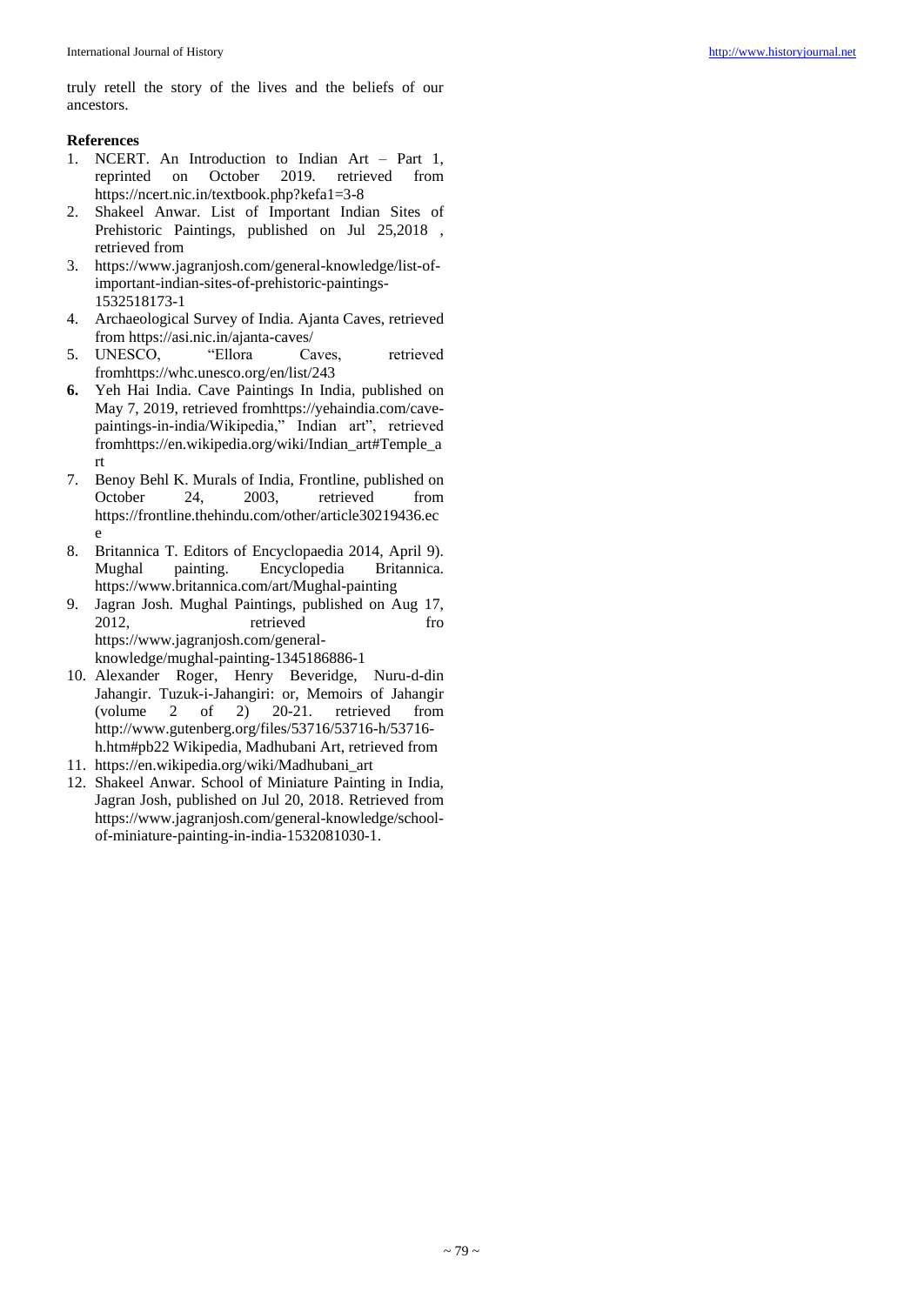truly retell the story of the lives and the beliefs of our ancestors.

**References**

1. NCERT. An Introduction to Indian Art – Part 1, reprinted on October 2019. retrieved from https://ncert.nic.in/textbook.php?kefa1=3-8
2. Shakeel Anwar. List of Important Indian Sites of Prehistoric Paintings, published on Jul 25,2018 , retrieved from
3. https://www.jagranjosh.com/general-knowledge/list-of-important-indian-sites-of-prehistoric-paintings-1532518173-1
4. Archaeological Survey of India. Ajanta Caves, retrieved from https://asi.nic.in/ajanta-caves/
5. UNESCO, "Ellora Caves, retrieved fromhttps://whc.unesco.org/en/list/243
6. Yeh Hai India. Cave Paintings In India, published on May 7, 2019, retrieved fromhttps://yehaindia.com/cave-paintings-in-india/Wikipedia," Indian art", retrieved fromhttps://en.wikipedia.org/wiki/Indian_art#Temple_art
7. Benoy Behl K. Murals of India, Frontline, published on October 24, 2003, retrieved from https://frontline.thehindu.com/other/article30219436.ece
8. Britannica T. Editors of Encyclopaedia 2014, April 9). Mughal painting. Encyclopedia Britannica. https://www.britannica.com/art/Mughal-painting
9. Jagran Josh. Mughal Paintings, published on Aug 17, 2012, retrieved fro https://www.jagranjosh.com/general-knowledge/mughal-painting-1345186886-1
10. Alexander Roger, Henry Beveridge, Nuru-d-din Jahangir. Tuzuk-i-Jahangiri: or, Memoirs of Jahangir (volume 2 of 2) 20-21. retrieved from http://www.gutenberg.org/files/53716/53716-h/53716-h.htm#pb22 Wikipedia, Madhubani Art, retrieved from
11. https://en.wikipedia.org/wiki/Madhubani_art
12. Shakeel Anwar. School of Miniature Painting in India, Jagran Josh, published on Jul 20, 2018. Retrieved from https://www.jagranjosh.com/general-knowledge/school-of-miniature-painting-in-india-1532081030-1.